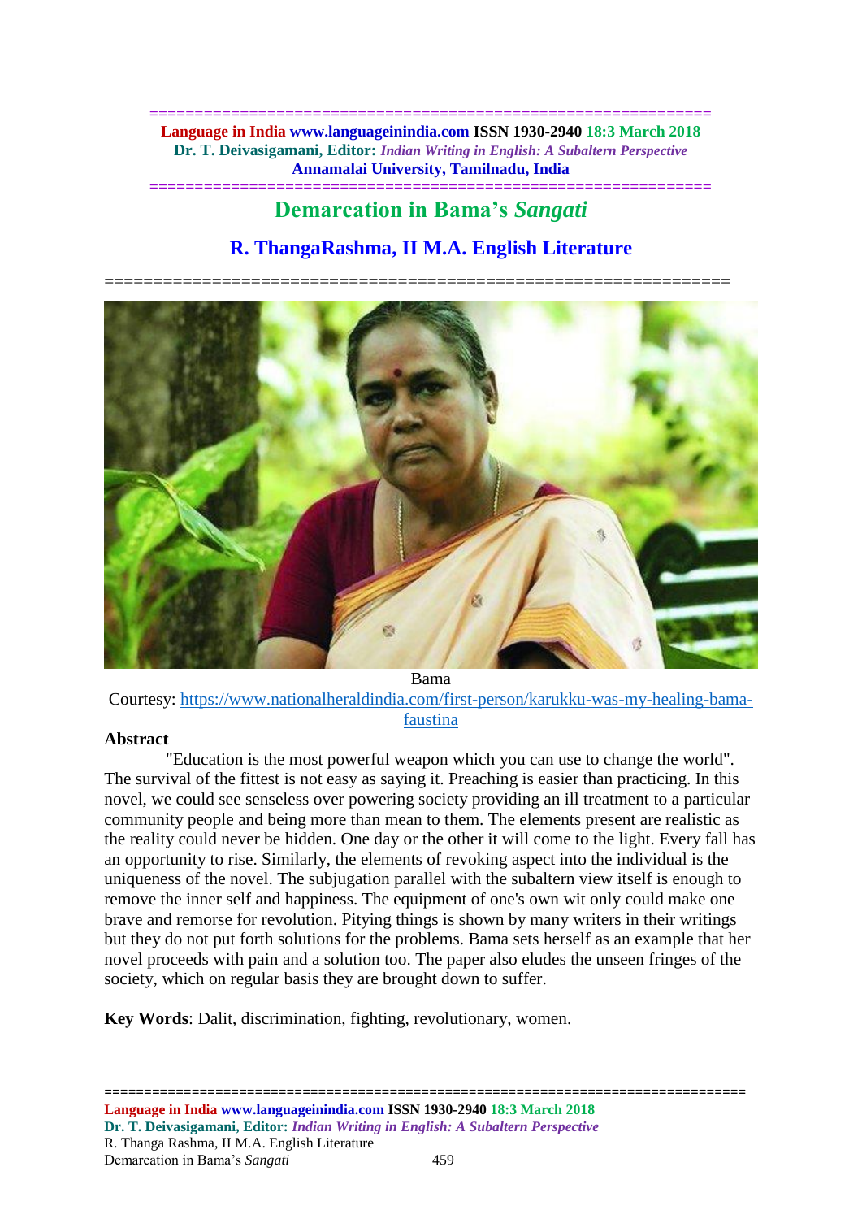# Demarcation in Bama's *Sangati*

## R. ThangaRashma, II M.A. English Literature

Bama

Courtesy: https://www.nationalheraldindia.com/first-person/karukku-was-my-healing-bama-faustina

**Abstract**

"Education is the most powerful weapon which you can use to change the world". The survival of the fittest is not easy as saying it. Preaching is easier than practicing. In this novel, we could see senseless over powering society providing an ill treatment to a particular community people and being more than mean to them. The elements present are realistic as the reality could never be hidden. One day or the other it will come to the light. Every fall has an opportunity to rise. Similarly, the elements of revoking aspect into the individual is the uniqueness of the novel. The subjugation parallel with the subaltern view itself is enough to remove the inner self and happiness. The equipment of one's own wit only could make one brave and remorse for revolution. Pitying things is shown by many writers in their writings but they do not put forth solutions for the problems. Bama sets herself as an example that her novel proceeds with pain and a solution too. The paper also eludes the unseen fringes of the society, which on regular basis they are brought down to suffer.

**Key Words**: Dalit, discrimination, fighting, revolutionary, women.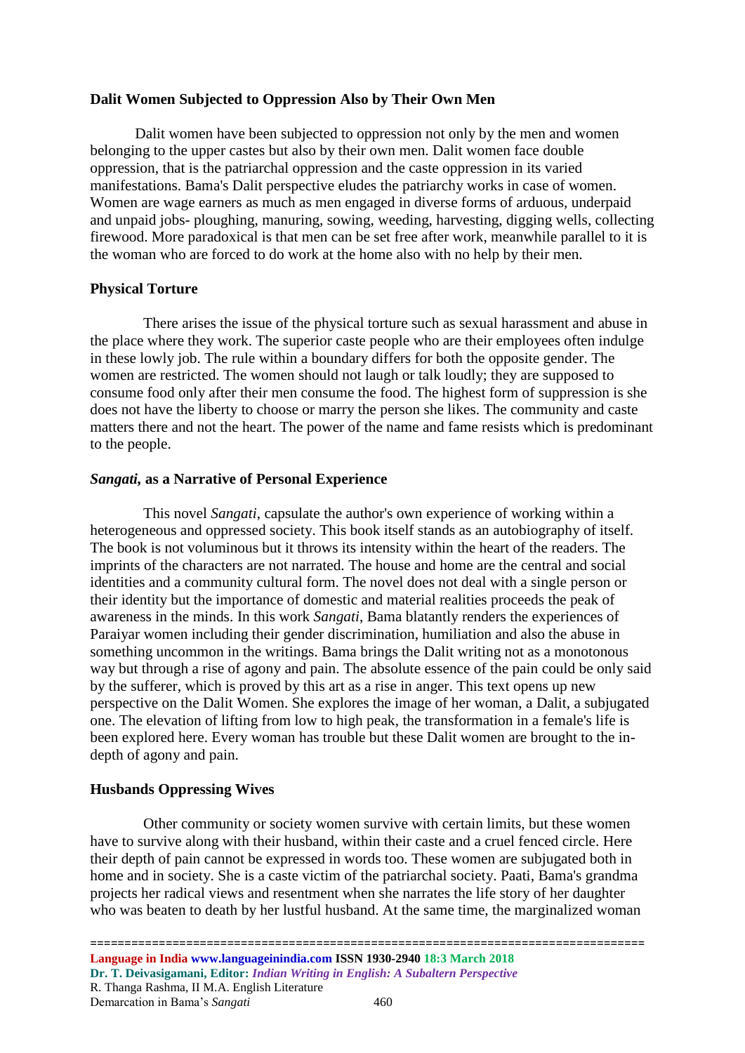**Dalit Women Subjected to Oppression Also by Their Own Men**

Dalit women have been subjected to oppression not only by the men and women belonging to the upper castes but also by their own men. Dalit women face double oppression, that is the patriarchal oppression and the caste oppression in its varied manifestations. Bama's Dalit perspective eludes the patriarchy works in case of women. Women are wage earners as much as men engaged in diverse forms of arduous, underpaid and unpaid jobs- ploughing, manuring, sowing, weeding, harvesting, digging wells, collecting firewood. More paradoxical is that men can be set free after work, meanwhile parallel to it is the woman who are forced to do work at the home also with no help by their men.

**Physical Torture**

There arises the issue of the physical torture such as sexual harassment and abuse in the place where they work. The superior caste people who are their employees often indulge in these lowly job. The rule within a boundary differs for both the opposite gender. The women are restricted. The women should not laugh or talk loudly; they are supposed to consume food only after their men consume the food. The highest form of suppression is she does not have the liberty to choose or marry the person she likes. The community and caste matters there and not the heart. The power of the name and fame resists which is predominant to the people.

***Sangati,* as a Narrative of Personal Experience**

This novel *Sangati*, capsulate the author's own experience of working within a heterogeneous and oppressed society. This book itself stands as an autobiography of itself. The book is not voluminous but it throws its intensity within the heart of the readers. The imprints of the characters are not narrated. The house and home are the central and social identities and a community cultural form. The novel does not deal with a single person or their identity but the importance of domestic and material realities proceeds the peak of awareness in the minds. In this work *Sangati*, Bama blatantly renders the experiences of Paraiyar women including their gender discrimination, humiliation and also the abuse in something uncommon in the writings. Bama brings the Dalit writing not as a monotonous way but through a rise of agony and pain. The absolute essence of the pain could be only said by the sufferer, which is proved by this art as a rise in anger. This text opens up new perspective on the Dalit Women. She explores the image of her woman, a Dalit, a subjugated one. The elevation of lifting from low to high peak, the transformation in a female's life is been explored here. Every woman has trouble but these Dalit women are brought to the in-depth of agony and pain.

**Husbands Oppressing Wives**

Other community or society women survive with certain limits, but these women have to survive along with their husband, within their caste and a cruel fenced circle. Here their depth of pain cannot be expressed in words too. These women are subjugated both in home and in society. She is a caste victim of the patriarchal society. Paati, Bama's grandma projects her radical views and resentment when she narrates the life story of her daughter who was beaten to death by her lustful husband. At the same time, the marginalized woman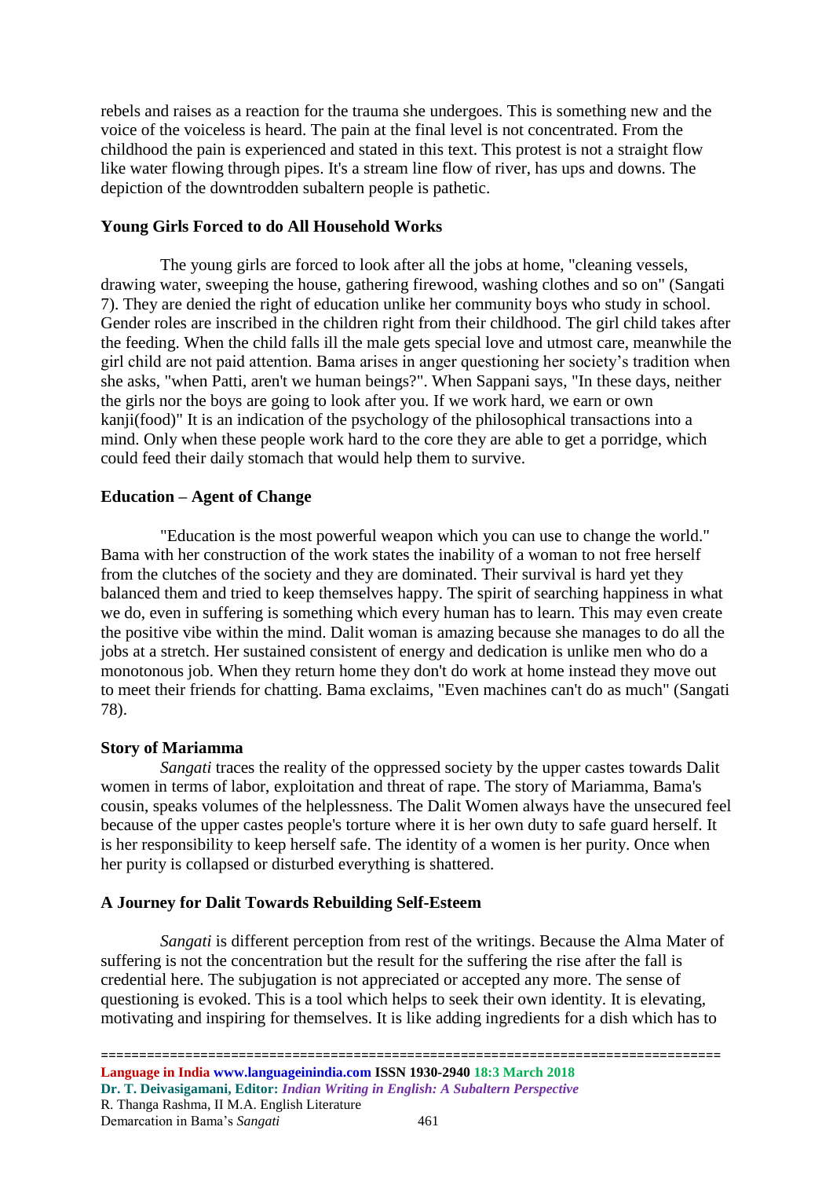rebels and raises as a reaction for the trauma she undergoes. This is something new and the voice of the voiceless is heard. The pain at the final level is not concentrated. From the childhood the pain is experienced and stated in this text. This protest is not a straight flow like water flowing through pipes. It's a stream line flow of river, has ups and downs. The depiction of the downtrodden subaltern people is pathetic.

**Young Girls Forced to do All Household Works**

The young girls are forced to look after all the jobs at home, "cleaning vessels, drawing water, sweeping the house, gathering firewood, washing clothes and so on" (Sangati 7). They are denied the right of education unlike her community boys who study in school. Gender roles are inscribed in the children right from their childhood. The girl child takes after the feeding. When the child falls ill the male gets special love and utmost care, meanwhile the girl child are not paid attention. Bama arises in anger questioning her society's tradition when she asks, "when Patti, aren't we human beings?". When Sappani says, "In these days, neither the girls nor the boys are going to look after you. If we work hard, we earn or own kanji(food)" It is an indication of the psychology of the philosophical transactions into a mind. Only when these people work hard to the core they are able to get a porridge, which could feed their daily stomach that would help them to survive.

**Education – Agent of Change**

"Education is the most powerful weapon which you can use to change the world." Bama with her construction of the work states the inability of a woman to not free herself from the clutches of the society and they are dominated. Their survival is hard yet they balanced them and tried to keep themselves happy. The spirit of searching happiness in what we do, even in suffering is something which every human has to learn. This may even create the positive vibe within the mind. Dalit woman is amazing because she manages to do all the jobs at a stretch. Her sustained consistent of energy and dedication is unlike men who do a monotonous job. When they return home they don't do work at home instead they move out to meet their friends for chatting. Bama exclaims, "Even machines can't do as much" (Sangati 78).

**Story of Mariamma**

*Sangati* traces the reality of the oppressed society by the upper castes towards Dalit women in terms of labor, exploitation and threat of rape. The story of Mariamma, Bama's cousin, speaks volumes of the helplessness. The Dalit Women always have the unsecured feel because of the upper castes people's torture where it is her own duty to safe guard herself. It is her responsibility to keep herself safe. The identity of a women is her purity. Once when her purity is collapsed or disturbed everything is shattered.

**A Journey for Dalit Towards Rebuilding Self-Esteem**

*Sangati* is different perception from rest of the writings. Because the Alma Mater of suffering is not the concentration but the result for the suffering the rise after the fall is credential here. The subjugation is not appreciated or accepted any more. The sense of questioning is evoked. This is a tool which helps to seek their own identity. It is elevating, motivating and inspiring for themselves. It is like adding ingredients for a dish which has to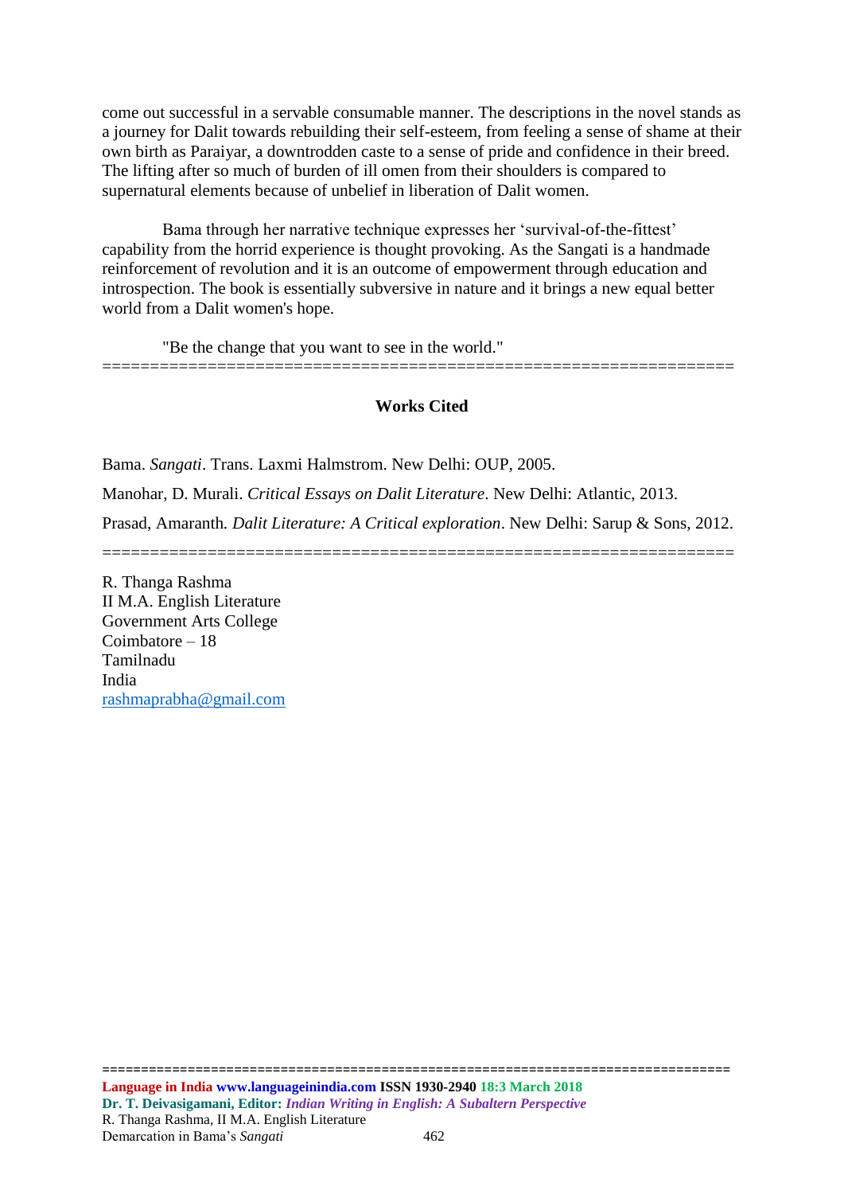come out successful in a servable consumable manner. The descriptions in the novel stands as a journey for Dalit towards rebuilding their self-esteem, from feeling a sense of shame at their own birth as Paraiyar, a downtrodden caste to a sense of pride and confidence in their breed. The lifting after so much of burden of ill omen from their shoulders is compared to supernatural elements because of unbelief in liberation of Dalit women.

Bama through her narrative technique expresses her 'survival-of-the-fittest' capability from the horrid experience is thought provoking. As the Sangati is a handmade reinforcement of revolution and it is an outcome of empowerment through education and introspection. The book is essentially subversive in nature and it brings a new equal better world from a Dalit women's hope.

"Be the change that you want to see in the world."

=================================================================

**Works Cited**

Bama. *Sangati*. Trans. Laxmi Halmstrom. New Delhi: OUP, 2005.

Manohar, D. Murali. *Critical Essays on Dalit Literature*. New Delhi: Atlantic, 2013.

Prasad, Amaranth. *Dalit Literature: A Critical exploration*. New Delhi: Sarup & Sons, 2012.

=================================================================

R. Thanga Rashma  
II M.A. English Literature  
Government Arts College  
Coimbatore – 18  
Tamilnadu  
India  
rashmaprabha@gmail.com